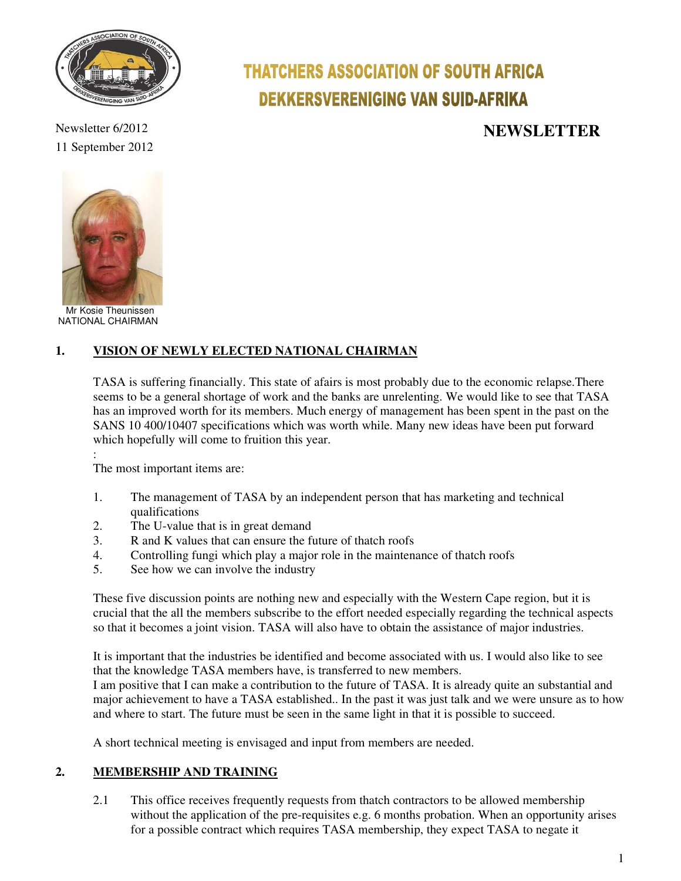# THATCHERS ASSOCIATION OF SOUTH AFRICA
# DEKKERSVERENIGING VAN SUID-AFRIKA

Newsletter 6/2012
11 September 2012

## NEWSLETTER

Mr Kosie Theunissen
NATIONAL CHAIRMAN

## 1. VISION OF NEWLY ELECTED NATIONAL CHAIRMAN

TASA is suffering financially. This state of afairs is most probably due to the economic relapse.There seems to be a general shortage of work and the banks are unrelenting. We would like to see that TASA has an improved worth for its members. Much energy of management has been spent in the past on the SANS 10 400/10407 specifications which was worth while. Many new ideas have been put forward which hopefully will come to fruition this year.

:

The most important items are:

1. The management of TASA by an independent person that has marketing and technical qualifications
2. The U-value that is in great demand
3. R and K values that can ensure the future of thatch roofs
4. Controlling fungi which play a major role in the maintenance of thatch roofs
5. See how we can involve the industry

These five discussion points are nothing new and especially with the Western Cape region, but it is crucial that the all the members subscribe to the effort needed especially regarding the technical aspects so that it becomes a joint vision. TASA will also have to obtain the assistance of major industries.

It is important that the industries be identified and become associated with us. I would also like to see that the knowledge TASA members have, is transferred to new members.
I am positive that I can make a contribution to the future of TASA. It is already quite an substantial and major achievement to have a TASA established.. In the past it was just talk and we were unsure as to how and where to start. The future must be seen in the same light in that it is possible to succeed.

A short technical meeting is envisaged and input from members are needed.

## 2. MEMBERSHIP AND TRAINING

2.1 This office receives frequently requests from thatch contractors to be allowed membership without the application of the pre-requisites e.g. 6 months probation. When an opportunity arises for a possible contract which requires TASA membership, they expect TASA to negate it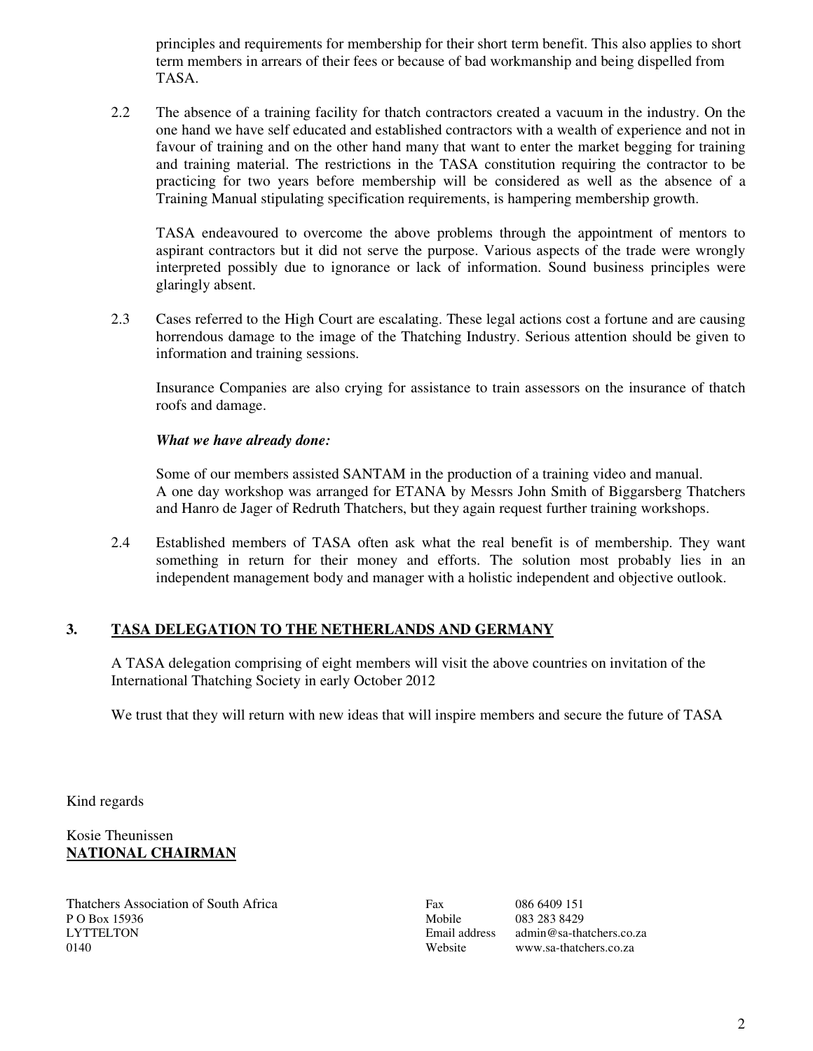principles and requirements for membership for their short term benefit. This also applies to short term members in arrears of their fees or because of bad workmanship and being dispelled from TASA.

2.2 The absence of a training facility for thatch contractors created a vacuum in the industry. On the one hand we have self educated and established contractors with a wealth of experience and not in favour of training and on the other hand many that want to enter the market begging for training and training material. The restrictions in the TASA constitution requiring the contractor to be practicing for two years before membership will be considered as well as the absence of a Training Manual stipulating specification requirements, is hampering membership growth.

TASA endeavoured to overcome the above problems through the appointment of mentors to aspirant contractors but it did not serve the purpose. Various aspects of the trade were wrongly interpreted possibly due to ignorance or lack of information. Sound business principles were glaringly absent.

2.3 Cases referred to the High Court are escalating. These legal actions cost a fortune and are causing horrendous damage to the image of the Thatching Industry. Serious attention should be given to information and training sessions.

Insurance Companies are also crying for assistance to train assessors on the insurance of thatch roofs and damage.

***What we have already done:***

Some of our members assisted SANTAM in the production of a training video and manual.
A one day workshop was arranged for ETANA by Messrs John Smith of Biggarsberg Thatchers and Hanro de Jager of Redruth Thatchers, but they again request further training workshops.

2.4 Established members of TASA often ask what the real benefit is of membership. They want something in return for their money and efforts. The solution most probably lies in an independent management body and manager with a holistic independent and objective outlook.

## 3. TASA DELEGATION TO THE NETHERLANDS AND GERMANY

A TASA delegation comprising of eight members will visit the above countries on invitation of the International Thatching Society in early October 2012

We trust that they will return with new ideas that will inspire members and secure the future of TASA

Kind regards

Kosie Theunissen
**NATIONAL CHAIRMAN**

Thatchers Association of South Africa
P O Box 15936
LYTTELTON
0140

Fax 086 6409 151
Mobile 083 283 8429
Email address admin@sa-thatchers.co.za
Website www.sa-thatchers.co.za